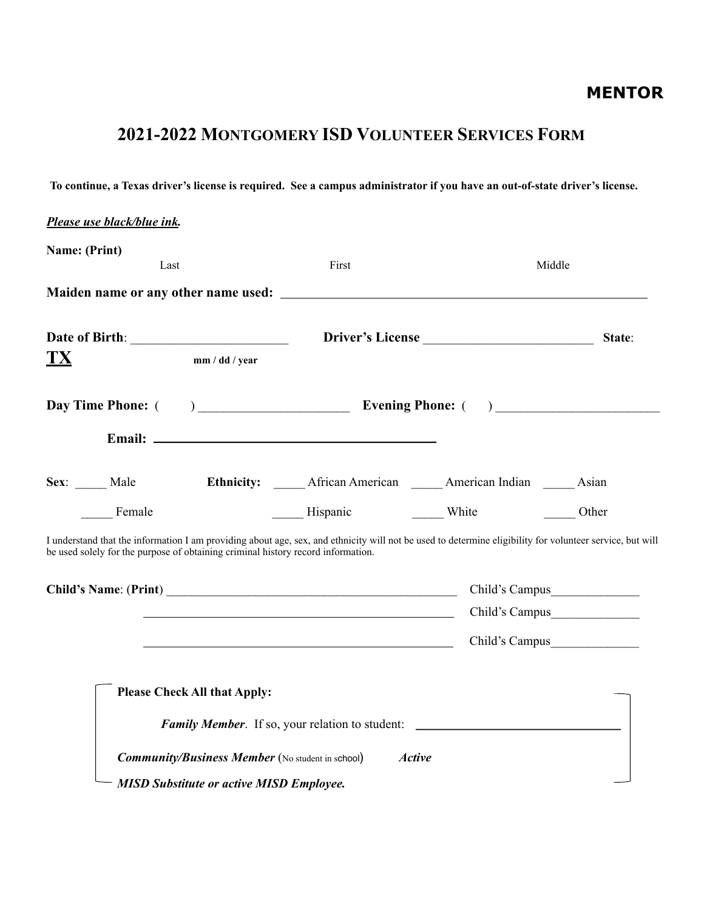**MENTOR**

# 2021-2022 MONTGOMERY ISD VOLUNTEER SERVICES FORM

**To continue, a Texas driver's license is required. See a campus administrator if you have an out-of-state driver's license.**

***Please use black/blue ink.***

**Name: (Print)**
Last First Middle

**Maiden name or any other name used:** ______________________________

**Date of Birth**: ________________________ **Driver's License** __________________________ **State**: **TX**
mm / dd / year

**Day Time Phone:** ( ) ______________________ **Evening Phone:** ( ) ________________________

**Email:** ______________________________

**Sex**: _____ Male _____ Female

**Ethnicity:** _____ African American _____ American Indian _____ Asian _____ Hispanic _____ White _____ Other

I understand that the information I am providing about age, sex, and ethnicity will not be used to determine eligibility for volunteer service, but will be used solely for the purpose of obtaining criminal history record information.

**Child's Name**: (**Print**) ______________________________________________ Child's Campus______________

______________________________________________ Child's Campus______________

______________________________________________ Child's Campus______________

**Please Check All that Apply:**

***Family Member***. If so, your relation to student: ______________________________

***Community/Business Member*** (No student in school) ***Active***

***MISD Substitute or active MISD Employee.***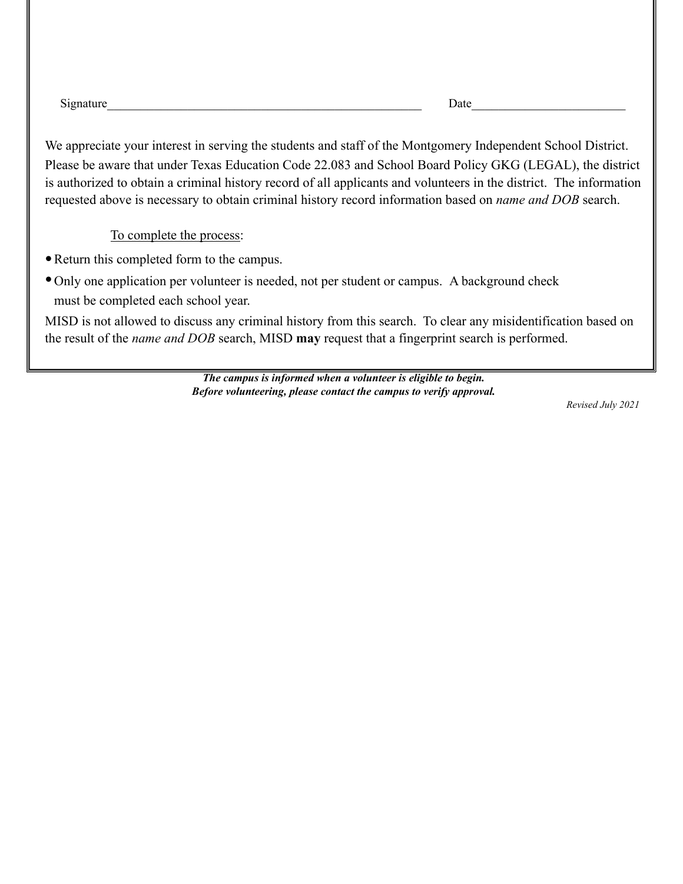Signature_____________________________________________ Date____________________

We appreciate your interest in serving the students and staff of the Montgomery Independent School District. Please be aware that under Texas Education Code 22.083 and School Board Policy GKG (LEGAL), the district is authorized to obtain a criminal history record of all applicants and volunteers in the district. The information requested above is necessary to obtain criminal history record information based on *name and DOB* search.

To complete the process:

- Return this completed form to the campus.
- Only one application per volunteer is needed, not per student or campus. A background check must be completed each school year.

MISD is not allowed to discuss any criminal history from this search. To clear any misidentification based on the result of the *name and DOB* search, MISD **may** request that a fingerprint search is performed.

***The campus is informed when a volunteer is eligible to begin.***
***Before volunteering, please contact the campus to verify approval.***

*Revised July 2021*